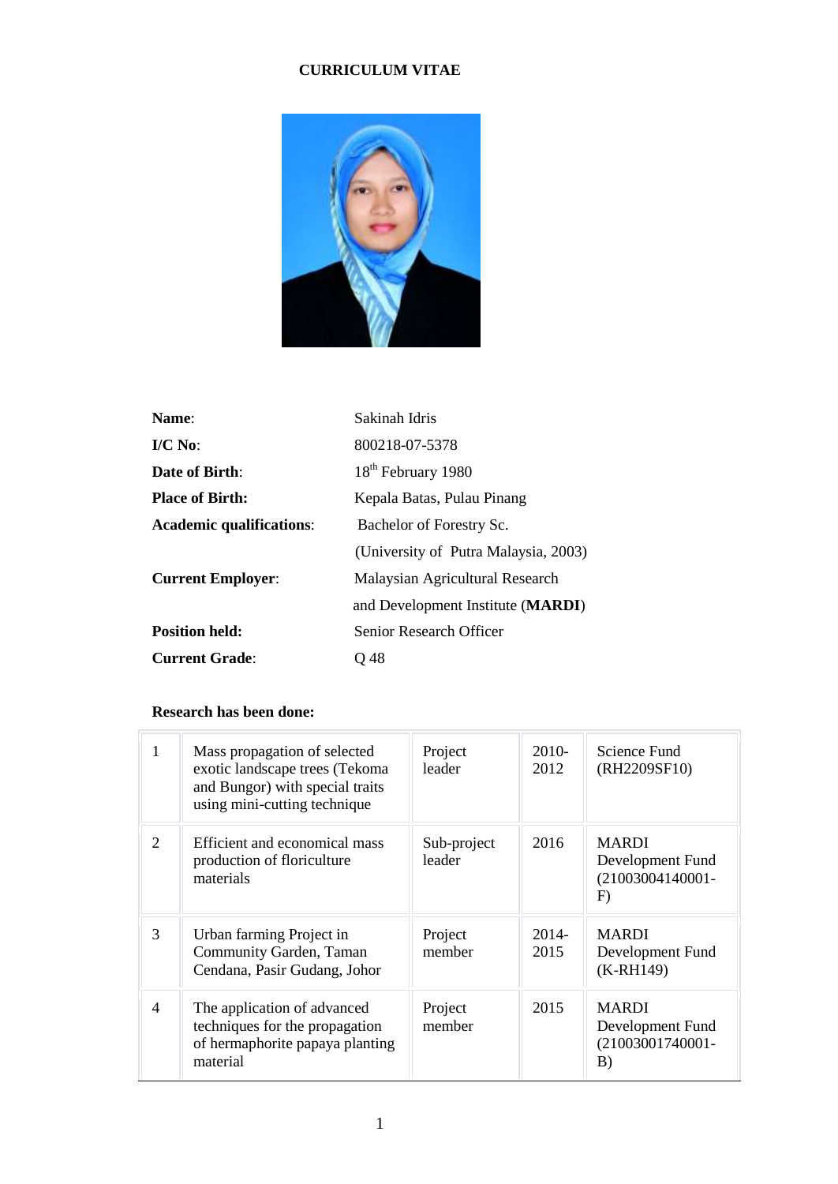# CURRICULUM VITAE

| | |
|---|---|
| **Name**: | Sakinah Idris |
| **I/C No**: | 800218-07-5378 |
| **Date of Birth**: | 18th February 1980 |
| **Place of Birth:** | Kepala Batas, Pulau Pinang |
| **Academic qualifications**: | Bachelor of Forestry Sc. (University of Putra Malaysia, 2003) |
| **Current Employer**: | Malaysian Agricultural Research and Development Institute (**MARDI**) |
| **Position held:** | Senior Research Officer |
| **Current Grade**: | Q 48 |

**Research has been done:**

| | | | | |
|---|---|---|---|---|
| 1 | Mass propagation of selected exotic landscape trees (Tekoma and Bungor) with special traits using mini-cutting technique | Project leader | 2010-2012 | Science Fund (RH2209SF10) |
| 2 | Efficient and economical mass production of floriculture materials | Sub-project leader | 2016 | MARDI Development Fund (21003004140001-F) |
| 3 | Urban farming Project in Community Garden, Taman Cendana, Pasir Gudang, Johor | Project member | 2014-2015 | MARDI Development Fund (K-RH149) |
| 4 | The application of advanced techniques for the propagation of hermaphorite papaya planting material | Project member | 2015 | MARDI Development Fund (21003001740001-B) |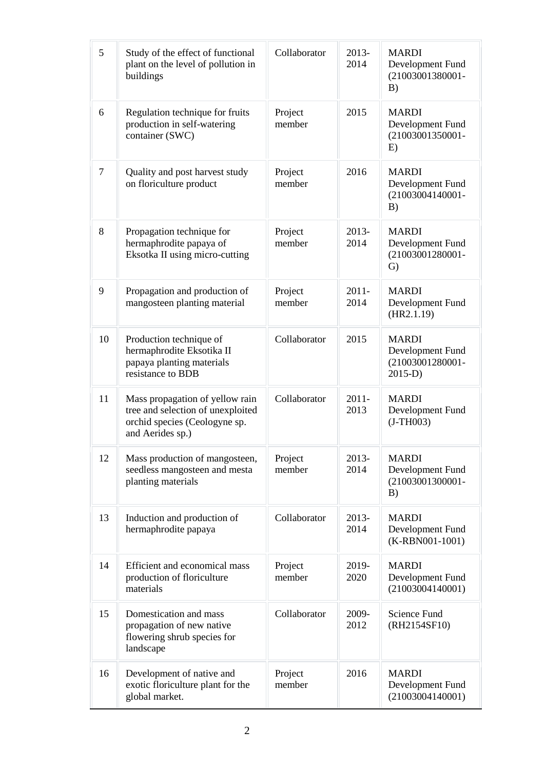| 5 | Study of the effect of functional plant on the level of pollution in buildings | Collaborator | 2013-2014 | MARDI Development Fund (21003001380001-B) |
|---|---|---|---|---|
| 6 | Regulation technique for fruits production in self-watering container (SWC) | Project member | 2015 | MARDI Development Fund (21003001350001-E) |
| 7 | Quality and post harvest study on floriculture product | Project member | 2016 | MARDI Development Fund (21003004140001-B) |
| 8 | Propagation technique for hermaphrodite papaya of Eksotka II using micro-cutting | Project member | 2013-2014 | MARDI Development Fund (21003001280001-G) |
| 9 | Propagation and production of mangosteen planting material | Project member | 2011-2014 | MARDI Development Fund (HR2.1.19) |
| 10 | Production technique of hermaphrodite Eksotika II papaya planting materials resistance to BDB | Collaborator | 2015 | MARDI Development Fund (21003001280001-2015-D) |
| 11 | Mass propagation of yellow rain tree and selection of unexploited orchid species (Ceologyne sp. and Aerides sp.) | Collaborator | 2011-2013 | MARDI Development Fund (J-TH003) |
| 12 | Mass production of mangosteen, seedless mangosteen and mesta planting materials | Project member | 2013-2014 | MARDI Development Fund (21003001300001-B) |
| 13 | Induction and production of hermaphrodite papaya | Collaborator | 2013-2014 | MARDI Development Fund (K-RBN001-1001) |
| 14 | Efficient and economical mass production of floriculture materials | Project member | 2019-2020 | MARDI Development Fund (21003004140001) |
| 15 | Domestication and mass propagation of new native flowering shrub species for landscape | Collaborator | 2009-2012 | Science Fund (RH2154SF10) |
| 16 | Development of native and exotic floriculture plant for the global market. | Project member | 2016 | MARDI Development Fund (21003004140001) |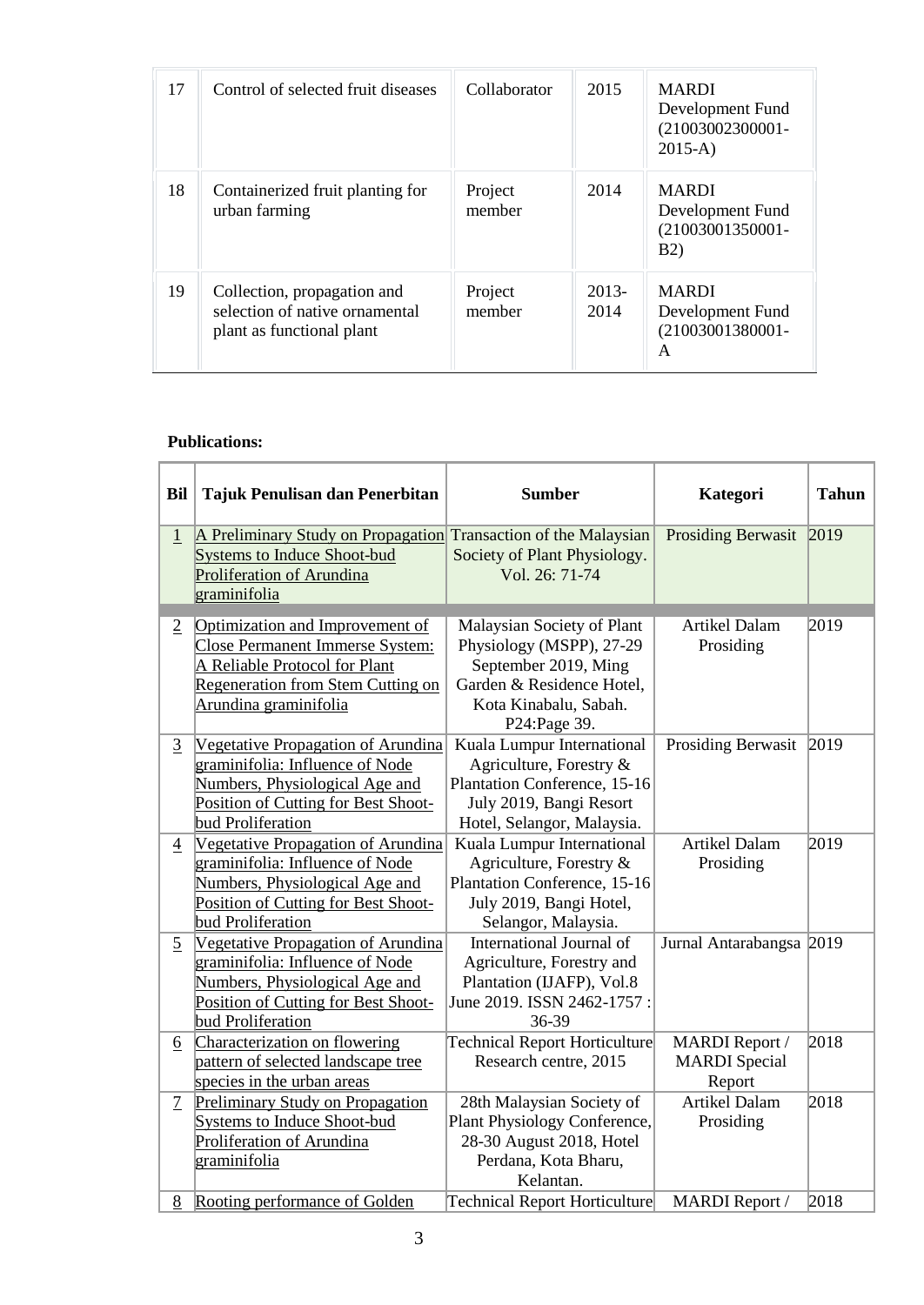| 17 | Control of selected fruit diseases | Collaborator | 2015 | MARDI Development Fund (21003002300001-2015-A) |
|---|---|---|---|---|
| 18 | Containerized fruit planting for urban farming | Project member | 2014 | MARDI Development Fund (21003001350001-B2) |
| 19 | Collection, propagation and selection of native ornamental plant as functional plant | Project member | 2013-2014 | MARDI Development Fund (21003001380001-A |

**Publications:**

| Bil | Tajuk Penulisan dan Penerbitan | Sumber | Kategori | Tahun |
|---|---|---|---|---|
| 1 | A Preliminary Study on Propagation Systems to Induce Shoot-bud Proliferation of Arundina graminifolia | Transaction of the Malaysian Society of Plant Physiology. Vol. 26: 71-74 | Prosiding Berwasit | 2019 |
| 2 | Optimization and Improvement of Close Permanent Immerse System: A Reliable Protocol for Plant Regeneration from Stem Cutting on Arundina graminifolia | Malaysian Society of Plant Physiology (MSPP), 27-29 September 2019, Ming Garden & Residence Hotel, Kota Kinabalu, Sabah. P24:Page 39. | Artikel Dalam Prosiding | 2019 |
| 3 | Vegetative Propagation of Arundina graminifolia: Influence of Node Numbers, Physiological Age and Position of Cutting for Best Shoot-bud Proliferation | Kuala Lumpur International Agriculture, Forestry & Plantation Conference, 15-16 July 2019, Bangi Resort Hotel, Selangor, Malaysia. | Prosiding Berwasit | 2019 |
| 4 | Vegetative Propagation of Arundina graminifolia: Influence of Node Numbers, Physiological Age and Position of Cutting for Best Shoot-bud Proliferation | Kuala Lumpur International Agriculture, Forestry & Plantation Conference, 15-16 July 2019, Bangi Hotel, Selangor, Malaysia. | Artikel Dalam Prosiding | 2019 |
| 5 | Vegetative Propagation of Arundina graminifolia: Influence of Node Numbers, Physiological Age and Position of Cutting for Best Shoot-bud Proliferation | International Journal of Agriculture, Forestry and Plantation (IJAFP), Vol.8 June 2019. ISSN 2462-1757 : 36-39 | Jurnal Antarabangsa | 2019 |
| 6 | Characterization on flowering pattern of selected landscape tree species in the urban areas | Technical Report Horticulture Research centre, 2015 | MARDI Report / MARDI Special Report | 2018 |
| 7 | Preliminary Study on Propagation Systems to Induce Shoot-bud Proliferation of Arundina graminifolia | 28th Malaysian Society of Plant Physiology Conference, 28-30 August 2018, Hotel Perdana, Kota Bharu, Kelantan. | Artikel Dalam Prosiding | 2018 |
| 8 | Rooting performance of Golden | Technical Report Horticulture | MARDI Report / | 2018 |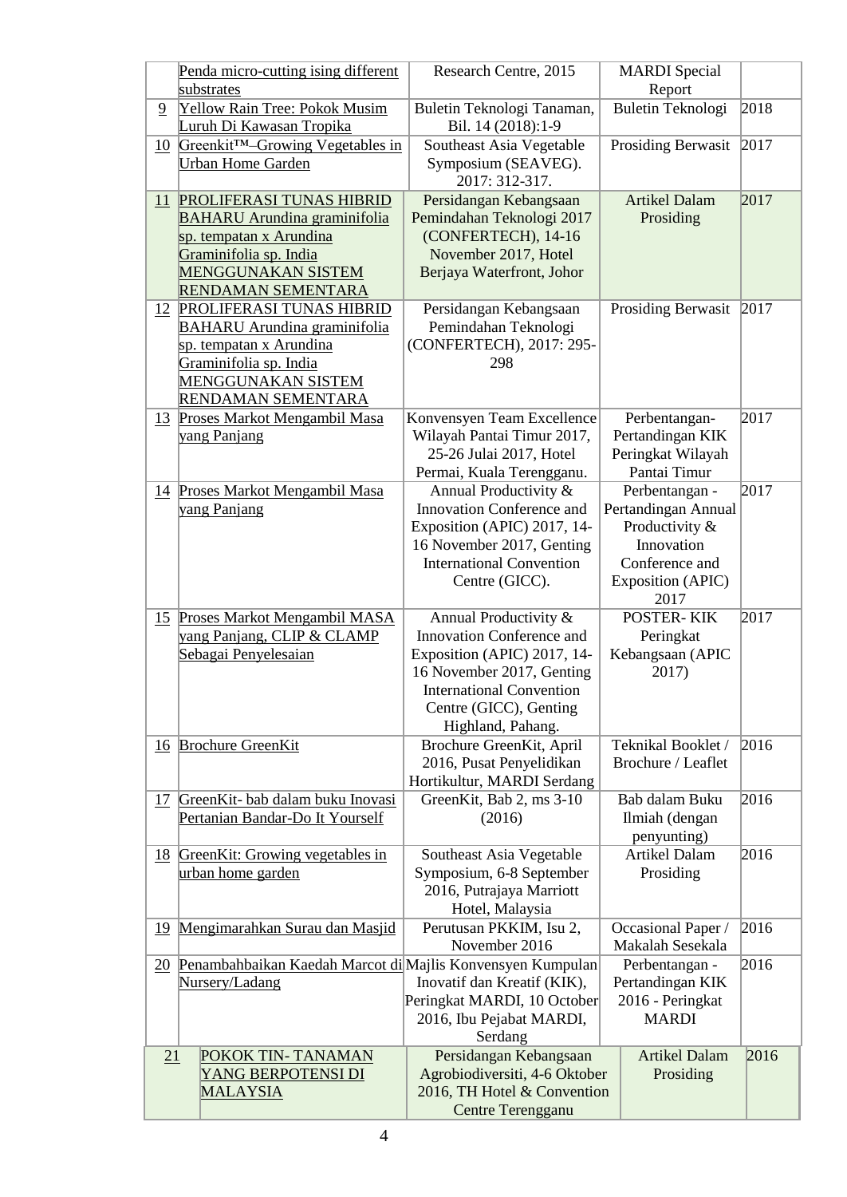|  | Penda micro-cutting ising different substrates | Research Centre, 2015 | MARDI Special Report |  |
|---|---|---|---|---|
| 9 | Yellow Rain Tree: Pokok Musim Luruh Di Kawasan Tropika | Buletin Teknologi Tanaman, Bil. 14 (2018):1-9 | Buletin Teknologi | 2018 |
| 10 | Greenkit™–Growing Vegetables in Urban Home Garden | Southeast Asia Vegetable Symposium (SEAVEG). 2017: 312-317. | Prosiding Berwasit | 2017 |
| 11 | PROLIFERASI TUNAS HIBRID BAHARU Arundina graminifolia sp. tempatan x Arundina Graminifolia sp. India MENGGUNAKAN SISTEM RENDAMAN SEMENTARA | Persidangan Kebangsaan Pemindahan Teknologi 2017 (CONFERTECH), 14-16 November 2017, Hotel Berjaya Waterfront, Johor | Artikel Dalam Prosiding | 2017 |
| 12 | PROLIFERASI TUNAS HIBRID BAHARU Arundina graminifolia sp. tempatan x Arundina Graminifolia sp. India MENGGUNAKAN SISTEM RENDAMAN SEMENTARA | Persidangan Kebangsaan Pemindahan Teknologi (CONFERTECH), 2017: 295-298 | Prosiding Berwasit | 2017 |
| 13 | Proses Markot Mengambil Masa yang Panjang | Konvensyen Team Excellence Wilayah Pantai Timur 2017, 25-26 Julai 2017, Hotel Permai, Kuala Terengganu. | Perbentangan-Pertandingan KIK Peringkat Wilayah Pantai Timur | 2017 |
| 14 | Proses Markot Mengambil Masa yang Panjang | Annual Productivity & Innovation Conference and Exposition (APIC) 2017, 14-16 November 2017, Genting International Convention Centre (GICC). | Perbentangan - Pertandingan Annual Productivity & Innovation Conference and Exposition (APIC) 2017 | 2017 |
| 15 | Proses Markot Mengambil MASA yang Panjang, CLIP & CLAMP Sebagai Penyelesaian | Annual Productivity & Innovation Conference and Exposition (APIC) 2017, 14-16 November 2017, Genting International Convention Centre (GICC), Genting Highland, Pahang. | POSTER- KIK Peringkat Kebangsaan (APIC 2017) | 2017 |
| 16 | Brochure GreenKit | Brochure GreenKit, April 2016, Pusat Penyelidikan Hortikultur, MARDI Serdang | Teknikal Booklet / Brochure / Leaflet | 2016 |
| 17 | GreenKit- bab dalam buku Inovasi Pertanian Bandar-Do It Yourself | GreenKit, Bab 2, ms 3-10 (2016) | Bab dalam Buku Ilmiah (dengan penyunting) | 2016 |
| 18 | GreenKit: Growing vegetables in urban home garden | Southeast Asia Vegetable Symposium, 6-8 September 2016, Putrajaya Marriott Hotel, Malaysia | Artikel Dalam Prosiding | 2016 |
| 19 | Mengimarahkan Surau dan Masjid | Perutusan PKKIM, Isu 2, November 2016 | Occasional Paper / Makalah Sesekala | 2016 |
| 20 | Penambahbaikan Kaedah Marcot di Nursery/Ladang | Majlis Konvensyen Kumpulan Inovatif dan Kreatif (KIK), Peringkat MARDI, 10 October 2016, Ibu Pejabat MARDI, Serdang | Perbentangan - Pertandingan KIK 2016 - Peringkat MARDI | 2016 |
| 21 | POKOK TIN- TANAMAN YANG BERPOTENSI DI MALAYSIA | Persidangan Kebangsaan Agrobiodiversiti, 4-6 Oktober 2016, TH Hotel & Convention Centre Terengganu | Artikel Dalam Prosiding | 2016 |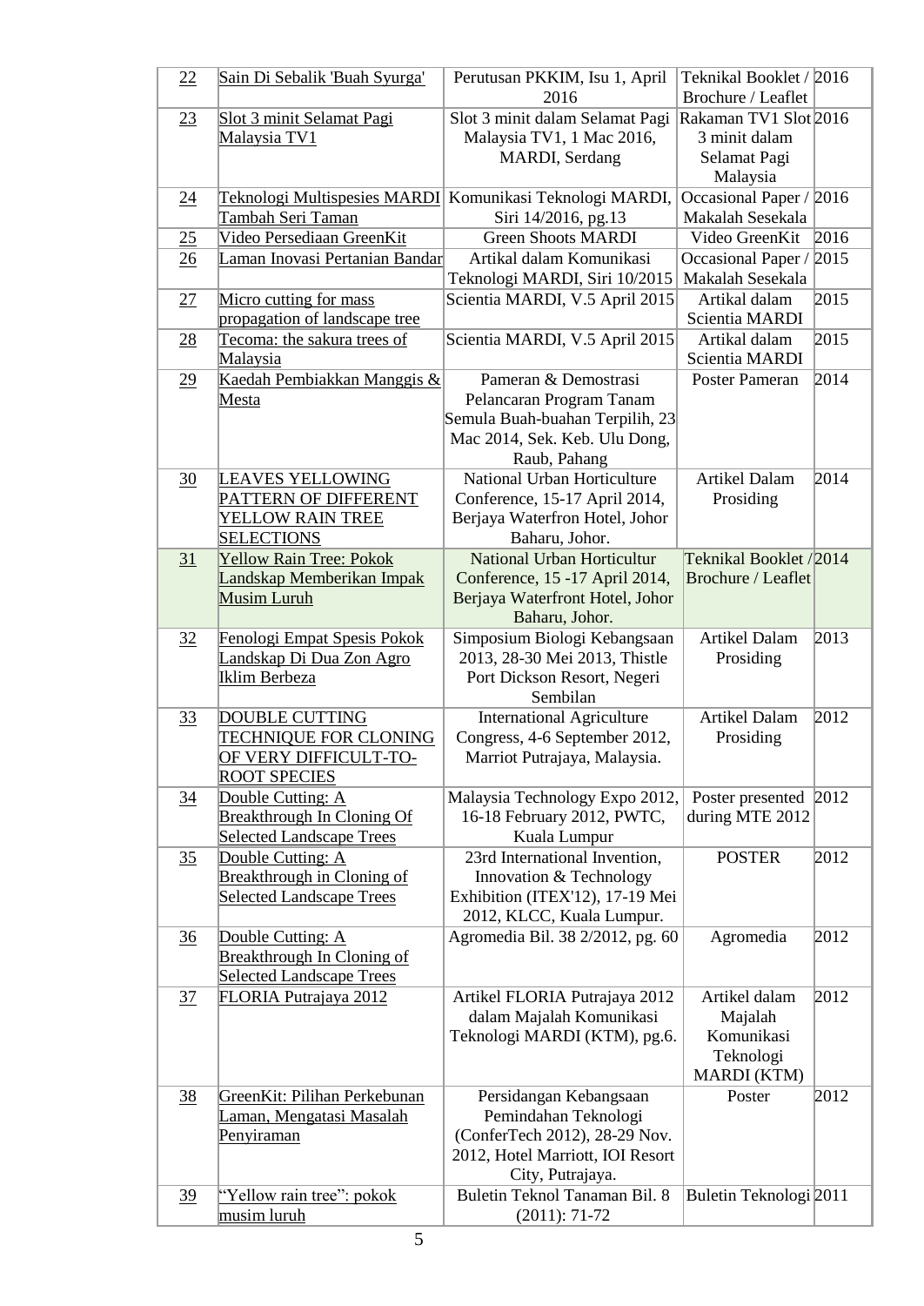| 22 | Sain Di Sebalik 'Buah Syurga' | Perutusan PKKIM, Isu 1, April 2016 | Teknikal Booklet / Brochure / Leaflet | 2016 |
|---|---|---|---|---|
| 23 | Slot 3 minit Selamat Pagi Malaysia TV1 | Slot 3 minit dalam Selamat Pagi Malaysia TV1, 1 Mac 2016, MARDI, Serdang | Rakaman TV1 Slot 3 minit dalam Selamat Pagi Malaysia | 2016 |
| 24 | Teknologi Multispesies MARDI Tambah Seri Taman | Komunikasi Teknologi MARDI, Siri 14/2016, pg.13 | Occasional Paper / Makalah Sesekala | 2016 |
| 25 | Video Persediaan GreenKit | Green Shoots MARDI | Video GreenKit | 2016 |
| 26 | Laman Inovasi Pertanian Bandar | Artikal dalam Komunikasi Teknologi MARDI, Siri 10/2015 | Occasional Paper / Makalah Sesekala | 2015 |
| 27 | Micro cutting for mass propagation of landscape tree | Scientia MARDI, V.5 April 2015 | Artikal dalam Scientia MARDI | 2015 |
| 28 | Tecoma: the sakura trees of Malaysia | Scientia MARDI, V.5 April 2015 | Artikal dalam Scientia MARDI | 2015 |
| 29 | Kaedah Pembiakkan Manggis & Mesta | Pameran & Demostrasi Pelancaran Program Tanam Semula Buah-buahan Terpilih, 23 Mac 2014, Sek. Keb. Ulu Dong, Raub, Pahang | Poster Pameran | 2014 |
| 30 | LEAVES YELLOWING PATTERN OF DIFFERENT YELLOW RAIN TREE SELECTIONS | National Urban Horticulture Conference, 15-17 April 2014, Berjaya Waterfron Hotel, Johor Baharu, Johor. | Artikel Dalam Prosiding | 2014 |
| 31 | Yellow Rain Tree: Pokok Landskap Memberikan Impak Musim Luruh | National Urban Horticultur Conference, 15 -17 April 2014, Berjaya Waterfront Hotel, Johor Baharu, Johor. | Teknikal Booklet / Brochure / Leaflet | 2014 |
| 32 | Fenologi Empat Spesis Pokok Landskap Di Dua Zon Agro Iklim Berbeza | Simposium Biologi Kebangsaan 2013, 28-30 Mei 2013, Thistle Port Dickson Resort, Negeri Sembilan | Artikel Dalam Prosiding | 2013 |
| 33 | DOUBLE CUTTING TECHNIQUE FOR CLONING OF VERY DIFFICULT-TO-ROOT SPECIES | International Agriculture Congress, 4-6 September 2012, Marriot Putrajaya, Malaysia. | Artikel Dalam Prosiding | 2012 |
| 34 | Double Cutting: A Breakthrough In Cloning Of Selected Landscape Trees | Malaysia Technology Expo 2012, 16-18 February 2012, PWTC, Kuala Lumpur | Poster presented during MTE 2012 | 2012 |
| 35 | Double Cutting: A Breakthrough in Cloning of Selected Landscape Trees | 23rd International Invention, Innovation & Technology Exhibition (ITEX'12), 17-19 Mei 2012, KLCC, Kuala Lumpur. | POSTER | 2012 |
| 36 | Double Cutting: A Breakthrough In Cloning of Selected Landscape Trees | Agromedia Bil. 38 2/2012, pg. 60 | Agromedia | 2012 |
| 37 | FLORIA Putrajaya 2012 | Artikel FLORIA Putrajaya 2012 dalam Majalah Komunikasi Teknologi MARDI (KTM), pg.6. | Artikel dalam Majalah Komunikasi Teknologi MARDI (KTM) | 2012 |
| 38 | GreenKit: Pilihan Perkebunan Laman, Mengatasi Masalah Penyiraman | Persidangan Kebangsaan Pemindahan Teknologi (ConferTech 2012), 28-29 Nov. 2012, Hotel Marriott, IOI Resort City, Putrajaya. | Poster | 2012 |
| 39 | "Yellow rain tree": pokok musim luruh | Buletin Teknol Tanaman Bil. 8 (2011): 71-72 | Buletin Teknologi | 2011 |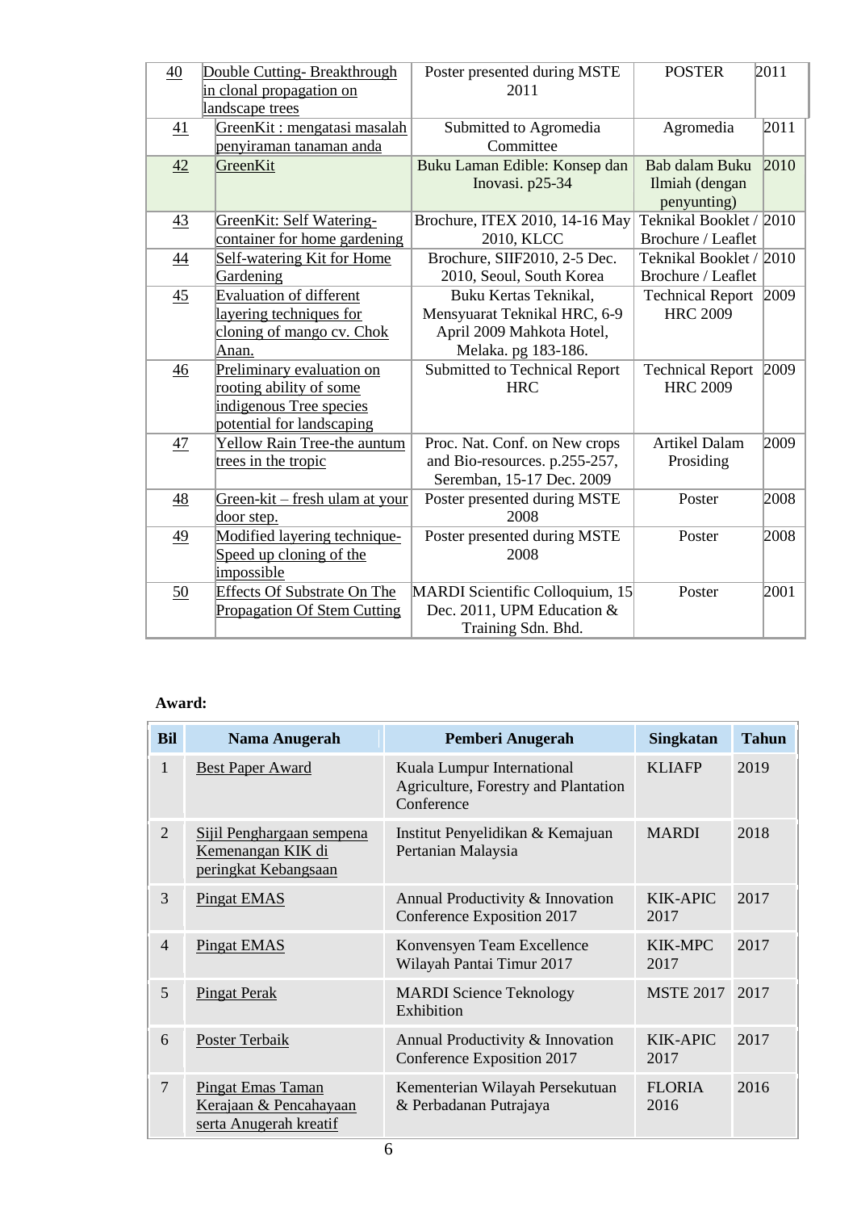| 40 | Double Cutting- Breakthrough in clonal propagation on landscape trees | Poster presented during MSTE 2011 | POSTER | 2011 |
|---|---|---|---|---|
| 41 | GreenKit : mengatasi masalah penyiraman tanaman anda | Submitted to Agromedia Committee | Agromedia | 2011 |
| 42 | GreenKit | Buku Laman Edible: Konsep dan Inovasi. p25-34 | Bab dalam Buku Ilmiah (dengan penyunting) | 2010 |
| 43 | GreenKit: Self Watering-container for home gardening | Brochure, ITEX 2010, 14-16 May 2010, KLCC | Teknikal Booklet / Brochure / Leaflet | 2010 |
| 44 | Self-watering Kit for Home Gardening | Brochure, SIIF2010, 2-5 Dec. 2010, Seoul, South Korea | Teknikal Booklet / Brochure / Leaflet | 2010 |
| 45 | Evaluation of different layering techniques for cloning of mango cv. Chok Anan. | Buku Kertas Teknikal, Mensyuarat Teknikal HRC, 6-9 April 2009 Mahkota Hotel, Melaka. pg 183-186. | Technical Report HRC 2009 | 2009 |
| 46 | Preliminary evaluation on rooting ability of some indigenous Tree species potential for landscaping | Submitted to Technical Report HRC | Technical Report HRC 2009 | 2009 |
| 47 | Yellow Rain Tree-the auntum trees in the tropic | Proc. Nat. Conf. on New crops and Bio-resources. p.255-257, Seremban, 15-17 Dec. 2009 | Artikel Dalam Prosiding | 2009 |
| 48 | Green-kit – fresh ulam at your door step. | Poster presented during MSTE 2008 | Poster | 2008 |
| 49 | Modified layering technique-Speed up cloning of the impossible | Poster presented during MSTE 2008 | Poster | 2008 |
| 50 | Effects Of Substrate On The Propagation Of Stem Cutting | MARDI Scientific Colloquium, 15 Dec. 2011, UPM Education & Training Sdn. Bhd. | Poster | 2001 |

**Award:**

| Bil | Nama Anugerah | Pemberi Anugerah | Singkatan | Tahun |
|---|---|---|---|---|
| 1 | Best Paper Award | Kuala Lumpur International Agriculture, Forestry and Plantation Conference | KLIAFP | 2019 |
| 2 | Sijil Penghargaan sempena Kemenangan KIK di peringkat Kebangsaan | Institut Penyelidikan & Kemajuan Pertanian Malaysia | MARDI | 2018 |
| 3 | Pingat EMAS | Annual Productivity & Innovation Conference Exposition 2017 | KIK-APIC 2017 | 2017 |
| 4 | Pingat EMAS | Konvensyen Team Excellence Wilayah Pantai Timur 2017 | KIK-MPC 2017 | 2017 |
| 5 | Pingat Perak | MARDI Science Teknology Exhibition | MSTE 2017 | 2017 |
| 6 | Poster Terbaik | Annual Productivity & Innovation Conference Exposition 2017 | KIK-APIC 2017 | 2017 |
| 7 | Pingat Emas Taman Kerajaan & Pencahayaan serta Anugerah kreatif | Kementerian Wilayah Persekutuan & Perbadanan Putrajaya | FLORIA 2016 | 2016 |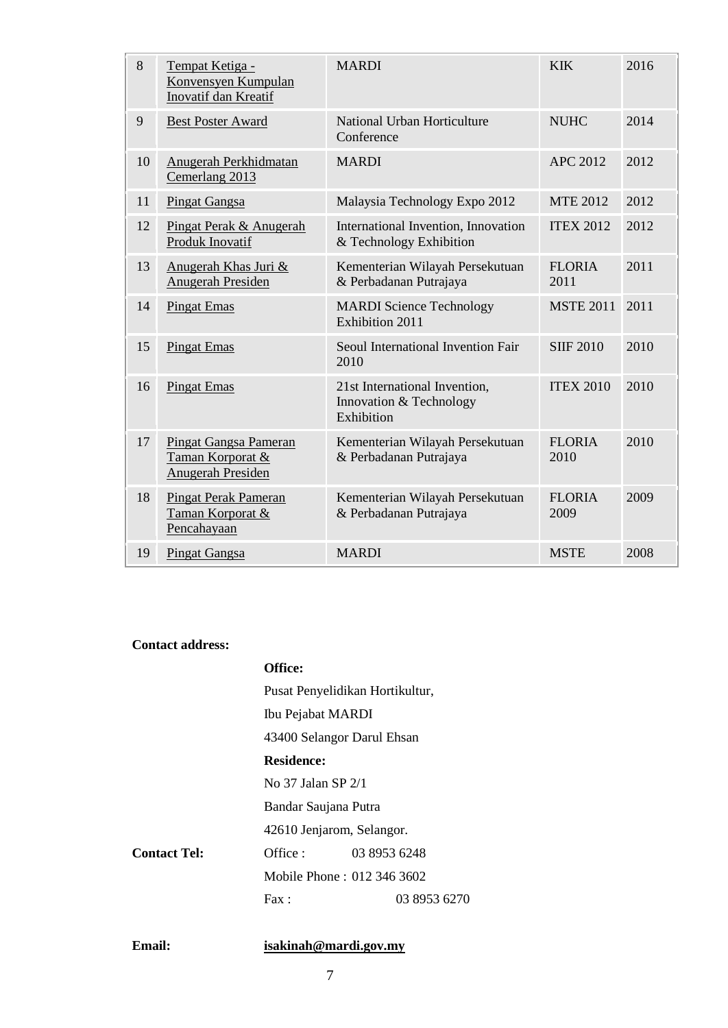| 8 | Tempat Ketiga - Konvensyen Kumpulan Inovatif dan Kreatif | MARDI | KIK | 2016 |
|---|---|---|---|---|
| 9 | Best Poster Award | National Urban Horticulture Conference | NUHC | 2014 |
| 10 | Anugerah Perkhidmatan Cemerlang 2013 | MARDI | APC 2012 | 2012 |
| 11 | Pingat Gangsa | Malaysia Technology Expo 2012 | MTE 2012 | 2012 |
| 12 | Pingat Perak & Anugerah Produk Inovatif | International Invention, Innovation & Technology Exhibition | ITEX 2012 | 2012 |
| 13 | Anugerah Khas Juri & Anugerah Presiden | Kementerian Wilayah Persekutuan & Perbadanan Putrajaya | FLORIA 2011 | 2011 |
| 14 | Pingat Emas | MARDI Science Technology Exhibition 2011 | MSTE 2011 | 2011 |
| 15 | Pingat Emas | Seoul International Invention Fair 2010 | SIIF 2010 | 2010 |
| 16 | Pingat Emas | 21st International Invention, Innovation & Technology Exhibition | ITEX 2010 | 2010 |
| 17 | Pingat Gangsa Pameran Taman Korporat & Anugerah Presiden | Kementerian Wilayah Persekutuan & Perbadanan Putrajaya | FLORIA 2010 | 2010 |
| 18 | Pingat Perak Pameran Taman Korporat & Pencahayaan | Kementerian Wilayah Persekutuan & Perbadanan Putrajaya | FLORIA 2009 | 2009 |
| 19 | Pingat Gangsa | MARDI | MSTE | 2008 |

**Contact address:**

**Office:**

Pusat Penyelidikan Hortikultur,

Ibu Pejabat MARDI

43400 Selangor Darul Ehsan

**Residence:**

No 37 Jalan SP 2/1

Bandar Saujana Putra

42610 Jenjarom, Selangor.

**Contact Tel:** Office : 03 8953 6248

Mobile Phone : 012 346 3602

Fax : 03 8953 6270

**Email:** **isakinah@mardi.gov.my**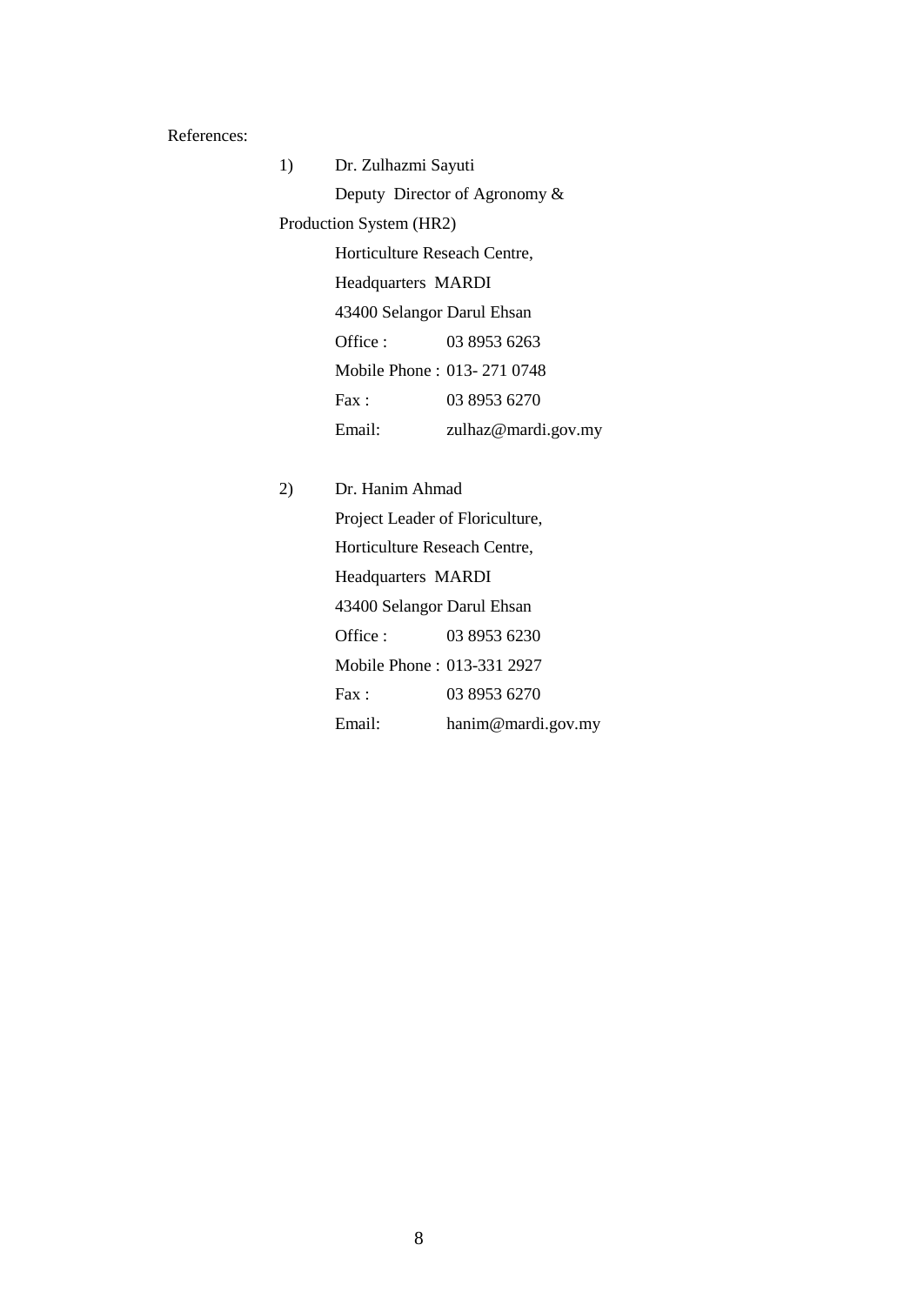References:

1) Dr. Zulhazmi Sayuti
Deputy Director of Agronomy & Production System (HR2)
Horticulture Reseach Centre,
Headquarters MARDI
43400 Selangor Darul Ehsan
Office : 03 8953 6263
Mobile Phone : 013- 271 0748
Fax : 03 8953 6270
Email: zulhaz@mardi.gov.my

2) Dr. Hanim Ahmad
Project Leader of Floriculture,
Horticulture Reseach Centre,
Headquarters MARDI
43400 Selangor Darul Ehsan
Office : 03 8953 6230
Mobile Phone : 013-331 2927
Fax : 03 8953 6270
Email: hanim@mardi.gov.my